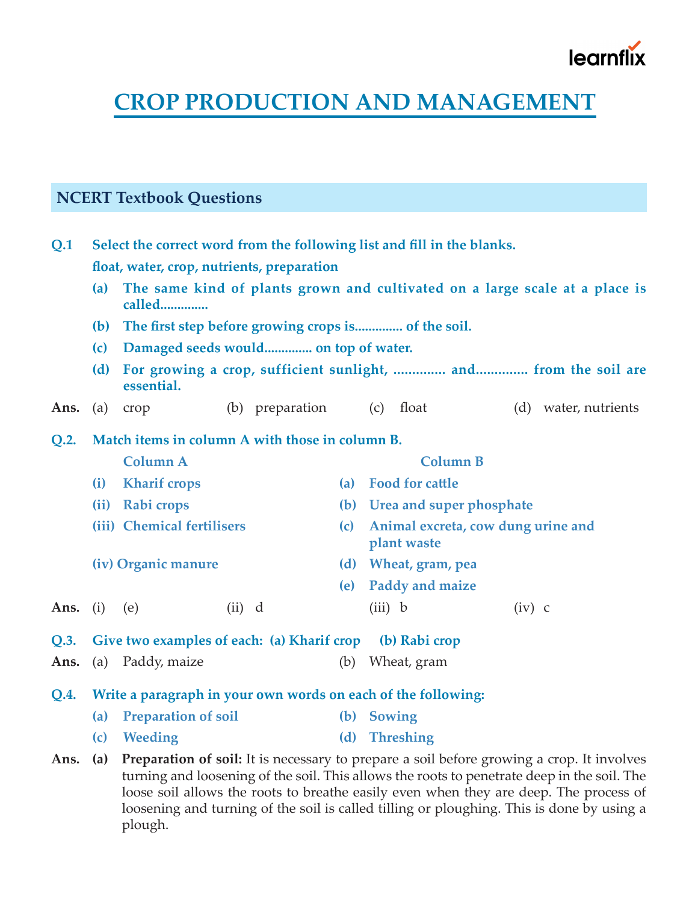# CROP PRODUCTION AND MANAGEMENT

## NCERT Textbook Questions

**Q.1 Select the correct word from the following list and fill in the blanks.**

**float, water, crop, nutrients, preparation**

**(a) The same kind of plants grown and cultivated on a large scale at a place is called..............**

**(b) The first step before growing crops is.............. of the soil.**

**(c) Damaged seeds would.............. on top of water.**

**(d) For growing a crop, sufficient sunlight, .............. and.............. from the soil are essential.**

**Ans.** (a) crop (b) preparation (c) float (d) water, nutrients

**Q.2. Match items in column A with those in column B.**

| Column A | Column B |
|---|---|
| (i) Kharif crops | (a) Food for cattle |
| (ii) Rabi crops | (b) Urea and super phosphate |
| (iii) Chemical fertilisers | (c) Animal excreta, cow dung urine and plant waste |
| (iv) Organic manure | (d) Wheat, gram, pea |
| | (e) Paddy and maize |

**Ans.** (i) (e) (ii) d (iii) b (iv) c

**Q.3. Give two examples of each: (a) Kharif crop (b) Rabi crop**

**Ans.** (a) Paddy, maize (b) Wheat, gram

**Q.4. Write a paragraph in your own words on each of the following:**

**(a) Preparation of soil**

**(b) Sowing**

**(c) Weeding**

**(d) Threshing**

**Ans. (a) Preparation of soil:** It is necessary to prepare a soil before growing a crop. It involves turning and loosening of the soil. This allows the roots to penetrate deep in the soil. The loose soil allows the roots to breathe easily even when they are deep. The process of loosening and turning of the soil is called tilling or ploughing. This is done by using a plough.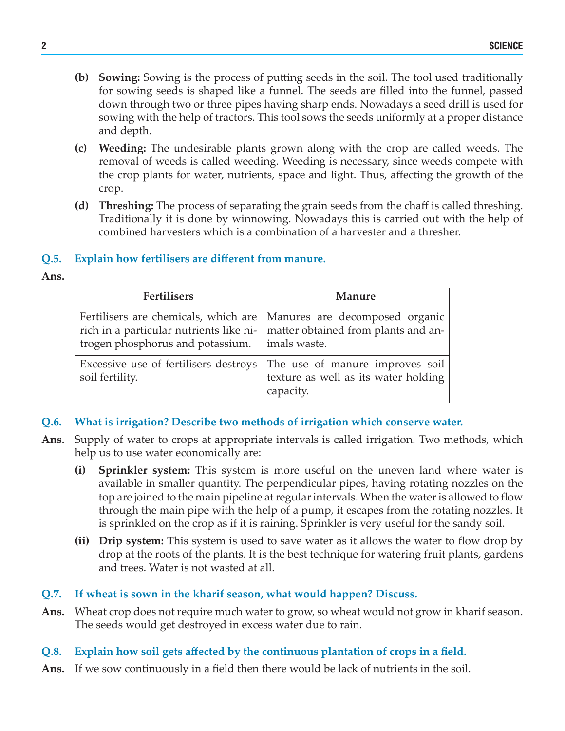**(b) Sowing:** Sowing is the process of putting seeds in the soil. The tool used traditionally for sowing seeds is shaped like a funnel. The seeds are filled into the funnel, passed down through two or three pipes having sharp ends. Nowadays a seed drill is used for sowing with the help of tractors. This tool sows the seeds uniformly at a proper distance and depth.

**(c) Weeding:** The undesirable plants grown along with the crop are called weeds. The removal of weeds is called weeding. Weeding is necessary, since weeds compete with the crop plants for water, nutrients, space and light. Thus, affecting the growth of the crop.

**(d) Threshing:** The process of separating the grain seeds from the chaff is called threshing. Traditionally it is done by winnowing. Nowadays this is carried out with the help of combined harvesters which is a combination of a harvester and a thresher.

**Q.5. Explain how fertilisers are different from manure.**

**Ans.**

| Fertilisers | Manure |
| --- | --- |
| Fertilisers are chemicals, which are rich in a particular nutrients like nitrogen phosphorus and potassium. | Manures are decomposed organic matter obtained from plants and animals waste. |
| Excessive use of fertilisers destroys soil fertility. | The use of manure improves soil texture as well as its water holding capacity. |

**Q.6. What is irrigation? Describe two methods of irrigation which conserve water.**

**Ans.** Supply of water to crops at appropriate intervals is called irrigation. Two methods, which help us to use water economically are:

**(i) Sprinkler system:** This system is more useful on the uneven land where water is available in smaller quantity. The perpendicular pipes, having rotating nozzles on the top are joined to the main pipeline at regular intervals. When the water is allowed to flow through the main pipe with the help of a pump, it escapes from the rotating nozzles. It is sprinkled on the crop as if it is raining. Sprinkler is very useful for the sandy soil.

**(ii) Drip system:** This system is used to save water as it allows the water to flow drop by drop at the roots of the plants. It is the best technique for watering fruit plants, gardens and trees. Water is not wasted at all.

**Q.7. If wheat is sown in the kharif season, what would happen? Discuss.**

**Ans.** Wheat crop does not require much water to grow, so wheat would not grow in kharif season. The seeds would get destroyed in excess water due to rain.

**Q.8. Explain how soil gets affected by the continuous plantation of crops in a field.**

**Ans.** If we sow continuously in a field then there would be lack of nutrients in the soil.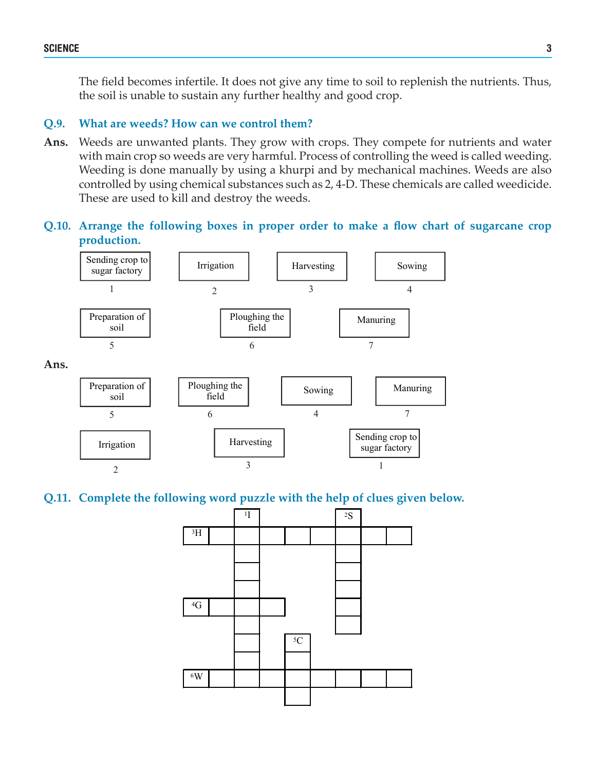The field becomes infertile. It does not give any time to soil to replenish the nutrients. Thus, the soil is unable to sustain any further healthy and good crop.

**Q.9. What are weeds? How can we control them?**

**Ans.** Weeds are unwanted plants. They grow with crops. They compete for nutrients and water with main crop so weeds are very harmful. Process of controlling the weed is called weeding. Weeding is done manually by using a khurpi and by mechanical machines. Weeds are also controlled by using chemical substances such as 2, 4-D. These chemicals are called weedicide. These are used to kill and destroy the weeds.

**Q.10. Arrange the following boxes in proper order to make a flow chart of sugarcane crop production.**

| Sending crop to sugar factory | Irrigation | Harvesting | Sowing |
|---|---|---|---|
| 1 | 2 | 3 | 4 |

| Preparation of soil | Ploughing the field | Manuring |
|---|---|---|
| 5 | 6 | 7 |

**Ans.**

| Preparation of soil | Ploughing the field | Sowing | Manuring |
|---|---|---|---|
| 5 | 6 | 4 | 7 |

| Irrigation | Harvesting | Sending crop to sugar factory |
|---|---|---|
| 2 | 3 | 1 |

**Q.11. Complete the following word puzzle with the help of clues given below.**

1 I

2 S

3 H

4 G

5 C

6 W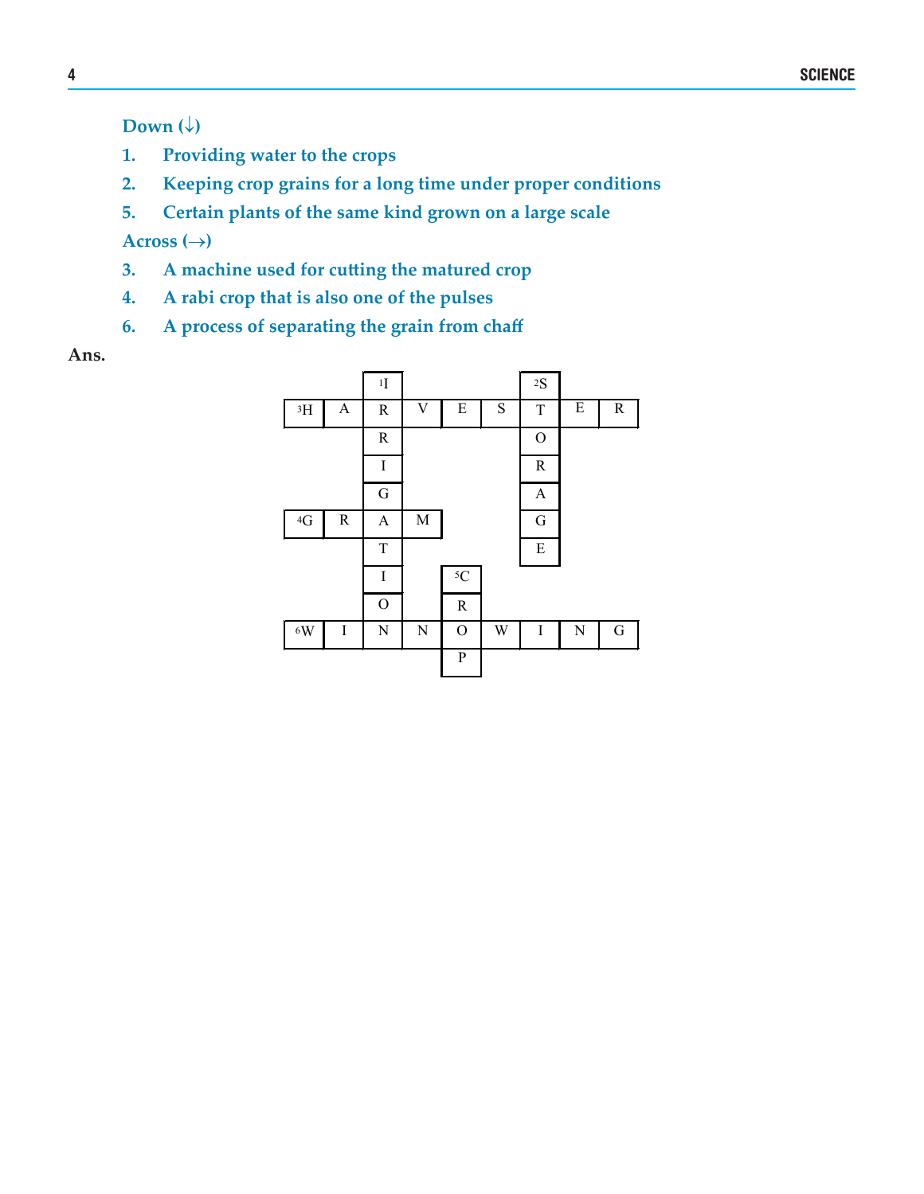**Down (↓)**

1. Providing water to the crops
2. Keeping crop grains for a long time under proper conditions
5. Certain plants of the same kind grown on a large scale

**Across (→)**

3. A machine used for cutting the matured crop
4. A rabi crop that is also one of the pulses
6. A process of separating the grain from chaff

**Ans.**

| | | | | | | | | |
|---|---|---|---|---|---|---|---|---|
| | | [1]I | | | | [2]S | | |
| [3]H | A | R | V | E | S | T | E | R |
| | | R | | | | O | | |
| | | I | | | | R | | |
| | | G | | | | A | | |
| [4]G | R | A | M | | | G | | |
| | | T | | | | E | | |
| | | I | | [5]C | | | | |
| | | O | | R | | | | |
| [6]W | I | N | N | O | W | I | N | G |
| | | | | P | | | | |